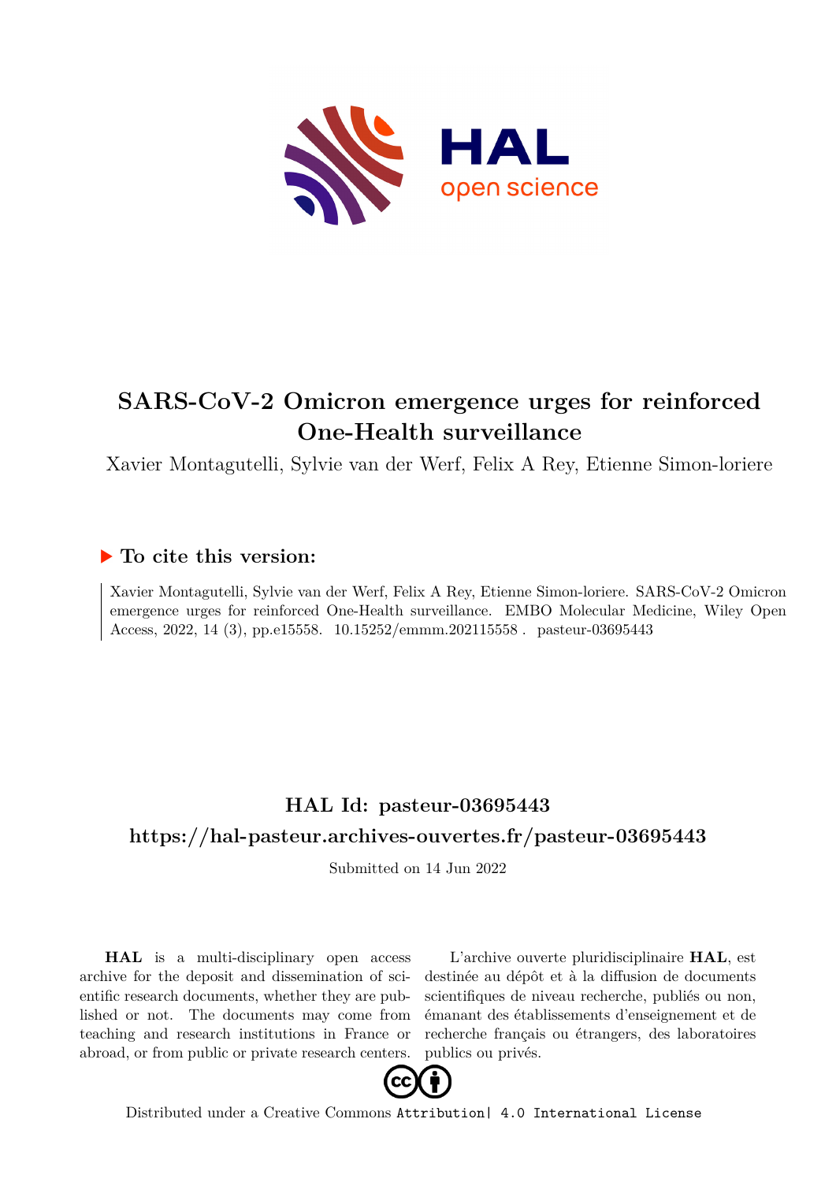# SARS-CoV-2 Omicron emergence urges for reinforced One-Health surveillance

Xavier Montagutelli, Sylvie van der Werf, Felix A Rey, Etienne Simon-loriere

## ▶ To cite this version:

Xavier Montagutelli, Sylvie van der Werf, Felix A Rey, Etienne Simon-loriere. SARS-CoV-2 Omicron emergence urges for reinforced One-Health surveillance. EMBO Molecular Medicine, Wiley Open Access, 2022, 14 (3), pp.e15558. 10.15252/emmm.202115558 . pasteur-03695443

## HAL Id: pasteur-03695443

## https://hal-pasteur.archives-ouvertes.fr/pasteur-03695443

Submitted on 14 Jun 2022

**HAL** is a multi-disciplinary open access archive for the deposit and dissemination of scientific research documents, whether they are published or not. The documents may come from teaching and research institutions in France or abroad, or from public or private research centers.

L'archive ouverte pluridisciplinaire **HAL**, est destinée au dépôt et à la diffusion de documents scientifiques de niveau recherche, publiés ou non, émanant des établissements d'enseignement et de recherche français ou étrangers, des laboratoires publics ou privés.

Distributed under a Creative Commons Attribution| 4.0 International License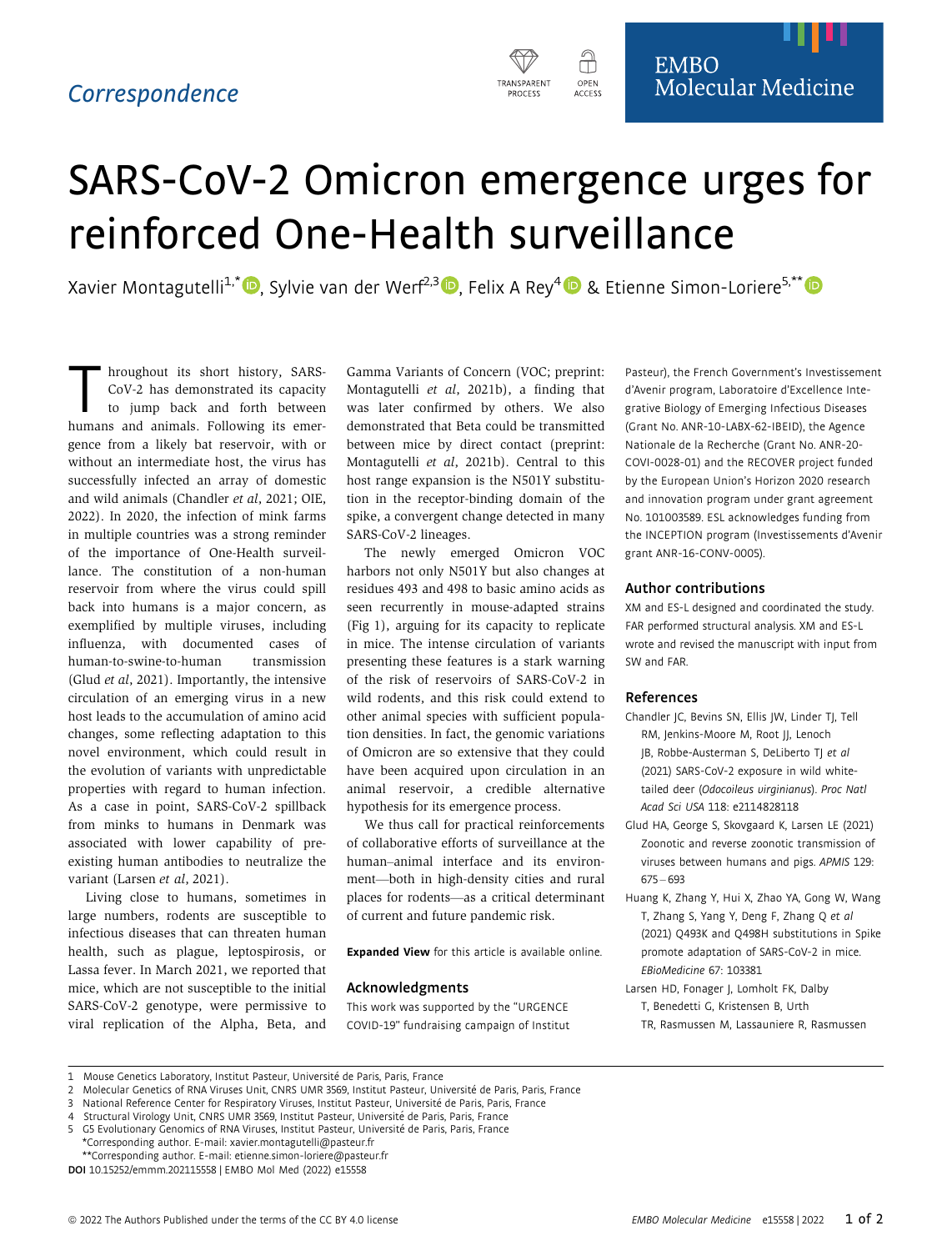*Correspondence*

# SARS-CoV-2 Omicron emergence urges for reinforced One-Health surveillance

Xavier Montagutelli[1,*], Sylvie van der Werf[2,3], Felix A Rey[4] & Etienne Simon-Loriere[5,**]

Throughout its short history, SARS-CoV-2 has demonstrated its capacity to jump back and forth between humans and animals. Following its emergence from a likely bat reservoir, with or without an intermediate host, the virus has successfully infected an array of domestic and wild animals (Chandler *et al*, 2021; OIE, 2022). In 2020, the infection of mink farms in multiple countries was a strong reminder of the importance of One-Health surveillance. The constitution of a non-human reservoir from where the virus could spill back into humans is a major concern, as exemplified by multiple viruses, including influenza, with documented cases of human-to-swine-to-human transmission (Glud *et al*, 2021). Importantly, the intensive circulation of an emerging virus in a new host leads to the accumulation of amino acid changes, some reflecting adaptation to this novel environment, which could result in the evolution of variants with unpredictable properties with regard to human infection. As a case in point, SARS-CoV-2 spillback from minks to humans in Denmark was associated with lower capability of pre-existing human antibodies to neutralize the variant (Larsen *et al*, 2021).

Living close to humans, sometimes in large numbers, rodents are susceptible to infectious diseases that can threaten human health, such as plague, leptospirosis, or Lassa fever. In March 2021, we reported that mice, which are not susceptible to the initial SARS-CoV-2 genotype, were permissive to viral replication of the Alpha, Beta, and Gamma Variants of Concern (VOC; preprint: Montagutelli *et al*, 2021b), a finding that was later confirmed by others. We also demonstrated that Beta could be transmitted between mice by direct contact (preprint: Montagutelli *et al*, 2021b). Central to this host range expansion is the N501Y substitution in the receptor-binding domain of the spike, a convergent change detected in many SARS-CoV-2 lineages.

The newly emerged Omicron VOC harbors not only N501Y but also changes at residues 493 and 498 to basic amino acids as seen recurrently in mouse-adapted strains (Fig 1), arguing for its capacity to replicate in mice. The intense circulation of variants presenting these features is a stark warning of the risk of reservoirs of SARS-CoV-2 in wild rodents, and this risk could extend to other animal species with sufficient population densities. In fact, the genomic variations of Omicron are so extensive that they could have been acquired upon circulation in an animal reservoir, a credible alternative hypothesis for its emergence process.

We thus call for practical reinforcements of collaborative efforts of surveillance at the human–animal interface and its environment—both in high-density cities and rural places for rodents—as a critical determinant of current and future pandemic risk.

**Expanded View** for this article is available online.

## Acknowledgments

This work was supported by the "URGENCE COVID-19" fundraising campaign of Institut Pasteur), the French Government's Investissement d'Avenir program, Laboratoire d'Excellence Integrative Biology of Emerging Infectious Diseases (Grant No. ANR-10-LABX-62-IBEID), the Agence Nationale de la Recherche (Grant No. ANR-20-COVI-0028-01) and the RECOVER project funded by the European Union's Horizon 2020 research and innovation program under grant agreement No. 101003589. ESL acknowledges funding from the INCEPTION program (Investissements d'Avenir grant ANR-16-CONV-0005).

## Author contributions

XM and ES-L designed and coordinated the study. FAR performed structural analysis. XM and ES-L wrote and revised the manuscript with input from SW and FAR.

## References

Chandler JC, Bevins SN, Ellis JW, Linder TJ, Tell RM, Jenkins-Moore M, Root JJ, Lenoch JB, Robbe-Austerman S, DeLiberto TJ *et al* (2021) SARS-CoV-2 exposure in wild white-tailed deer (*Odocoileus virginianus*). *Proc Natl Acad Sci USA* 118: e2114828118

Glud HA, George S, Skovgaard K, Larsen LE (2021) Zoonotic and reverse zoonotic transmission of viruses between humans and pigs. *APMIS* 129: 675–693

Huang K, Zhang Y, Hui X, Zhao YA, Gong W, Wang T, Zhang S, Yang Y, Deng F, Zhang Q *et al* (2021) Q493K and Q498H substitutions in Spike promote adaptation of SARS-CoV-2 in mice. *EBioMedicine* 67: 103381

Larsen HD, Fonager J, Lomholt FK, Dalby T, Benedetti G, Kristensen B, Urth TR, Rasmussen M, Lassauniere R, Rasmussen

1 Mouse Genetics Laboratory, Institut Pasteur, Université de Paris, Paris, France
2 Molecular Genetics of RNA Viruses Unit, CNRS UMR 3569, Institut Pasteur, Université de Paris, Paris, France
3 National Reference Center for Respiratory Viruses, Institut Pasteur, Université de Paris, Paris, France
4 Structural Virology Unit, CNRS UMR 3569, Institut Pasteur, Université de Paris, Paris, France
5 G5 Evolutionary Genomics of RNA Viruses, Institut Pasteur, Université de Paris, Paris, France
*Corresponding author. E-mail: xavier.montagutelli@pasteur.fr
**Corresponding author. E-mail: etienne.simon-loriere@pasteur.fr

**DOI** 10.15252/emmm.202115558 | EMBO Mol Med (2022) e15558

© 2022 The Authors Published under the terms of the CC BY 4.0 license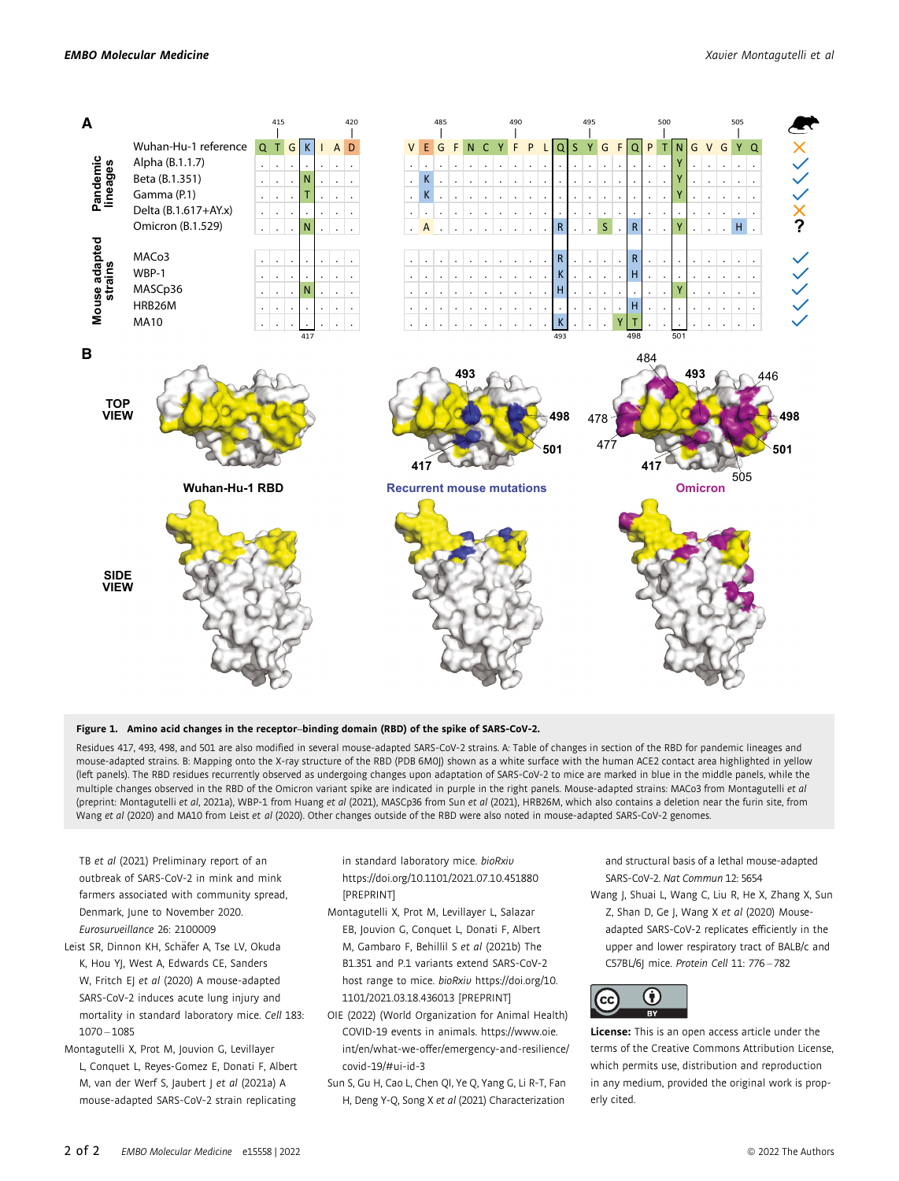**Figure 1. Amino acid changes in the receptor-binding domain (RBD) of the spike of SARS-CoV-2.**

Residues 417, 493, 498, and 501 are also modified in several mouse-adapted SARS-CoV-2 strains. A: Table of changes in section of the RBD for pandemic lineages and mouse-adapted strains. B: Mapping onto the X-ray structure of the RBD (PDB 6M0J) shown as a white surface with the human ACE2 contact area highlighted in yellow (left panels). The RBD residues recurrently observed as undergoing changes upon adaptation of SARS-CoV-2 to mice are marked in blue in the middle panels, while the multiple changes observed in the RBD of the Omicron variant spike are indicated in purple in the right panels. Mouse-adapted strains: MACo3 from Montagutelli *et al* (preprint: Montagutelli *et al*, 2021a), WBP-1 from Huang *et al* (2021), MASCp36 from Sun *et al* (2021), HRB26M, which also contains a deletion near the furin site, from Wang *et al* (2020) and MA10 from Leist *et al* (2020). Other changes outside of the RBD were also noted in mouse-adapted SARS-CoV-2 genomes.

TB *et al* (2021) Preliminary report of an outbreak of SARS-CoV-2 in mink and mink farmers associated with community spread, Denmark, June to November 2020. *Eurosurveillance* 26: 2100009

Leist SR, Dinnon KH, Schäfer A, Tse LV, Okuda K, Hou YJ, West A, Edwards CE, Sanders W, Fritch EJ *et al* (2020) A mouse-adapted SARS-CoV-2 induces acute lung injury and mortality in standard laboratory mice. *Cell* 183: 1070 – 1085

Montagutelli X, Prot M, Jouvion G, Levillayer L, Conquet L, Reyes-Gomez E, Donati F, Albert M, van der Werf S, Jaubert J *et al* (2021a) A mouse-adapted SARS-CoV-2 strain replicating in standard laboratory mice. *bioRxiv* https://doi.org/10.1101/2021.07.10.451880 [PREPRINT]

Montagutelli X, Prot M, Levillayer L, Salazar EB, Jouvion G, Conquet L, Donati F, Albert M, Gambaro F, Behillil S *et al* (2021b) The B1.351 and P.1 variants extend SARS-CoV-2 host range to mice. *bioRxiv* https://doi.org/10.1101/2021.03.18.436013 [PREPRINT]

OIE (2022) (World Organization for Animal Health) COVID-19 events in animals. https://www.oie.int/en/what-we-offer/emergency-and-resilience/covid-19/#ui-id-3

Sun S, Gu H, Cao L, Chen QI, Ye Q, Yang G, Li R-T, Fan H, Deng Y-Q, Song X *et al* (2021) Characterization and structural basis of a lethal mouse-adapted SARS-CoV-2. *Nat Commun* 12: 5654

Wang J, Shuai L, Wang C, Liu R, He X, Zhang X, Sun Z, Shan D, Ge J, Wang X *et al* (2020) Mouse-adapted SARS-CoV-2 replicates efficiently in the upper and lower respiratory tract of BALB/c and C57BL/6J mice. *Protein Cell* 11: 776 – 782

**License:** This is an open access article under the terms of the Creative Commons Attribution License, which permits use, distribution and reproduction in any medium, provided the original work is properly cited.